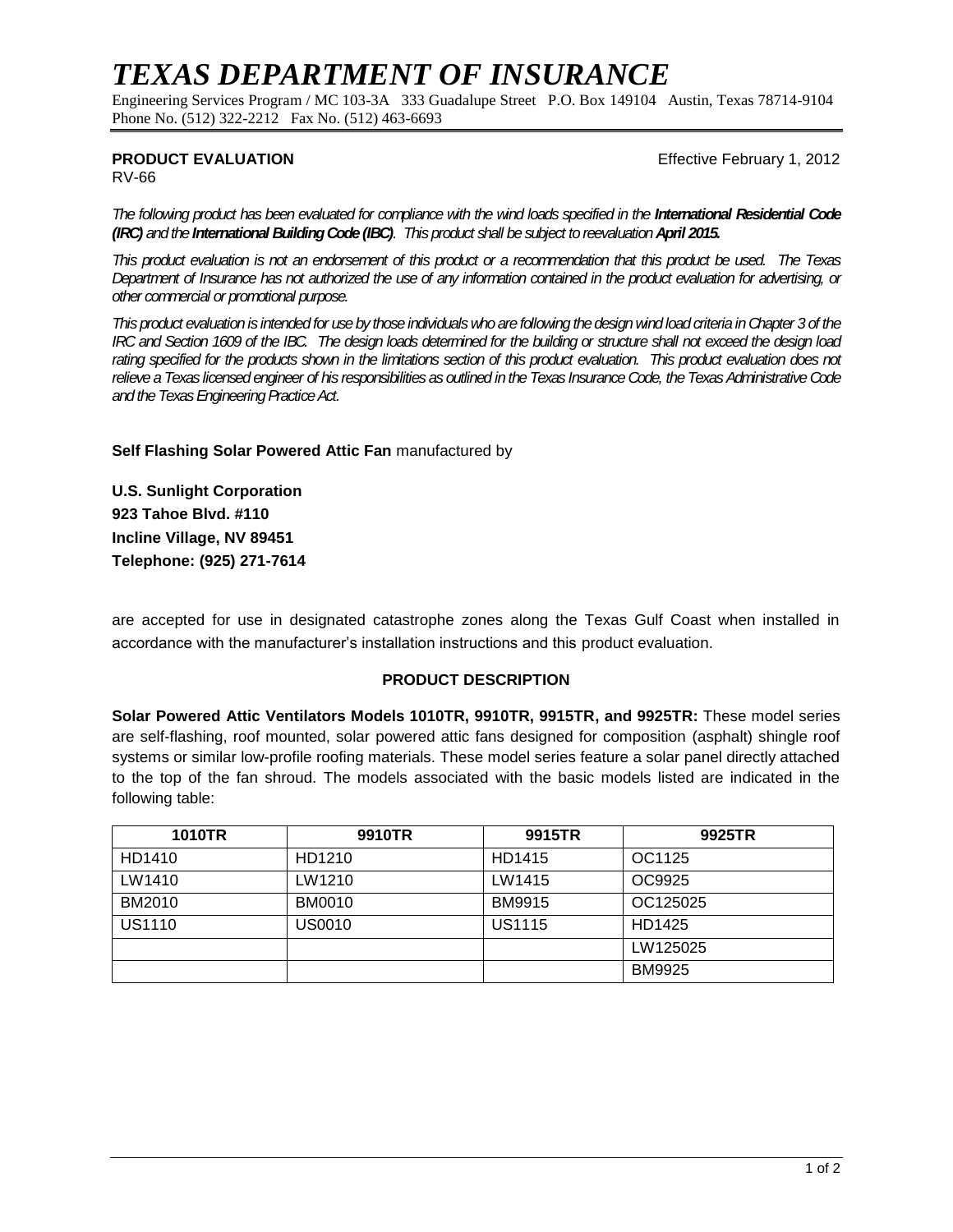# *TEXAS DEPARTMENT OF INSURANCE*

Engineering Services Program / MC 103-3A 333 Guadalupe Street P.O. Box 149104 Austin, Texas 78714-9104
Phone No. (512) 322-2212 Fax No. (512) 463-6693

**PRODUCT EVALUATION** Effective February 1, 2012
RV-66

*The following product has been evaluated for compliance with the wind loads specified in the **International Residential Code (IRC)** and the **International Building Code (IBC)**. This product shall be subject to reevaluation **April 2015.***

*This product evaluation is not an endorsement of this product or a recommendation that this product be used. The Texas Department of Insurance has not authorized the use of any information contained in the product evaluation for advertising, or other commercial or promotional purpose.*

*This product evaluation is intended for use by those individuals who are following the design wind load criteria in Chapter 3 of the IRC and Section 1609 of the IBC. The design loads determined for the building or structure shall not exceed the design load rating specified for the products shown in the limitations section of this product evaluation. This product evaluation does not relieve a Texas licensed engineer of his responsibilities as outlined in the Texas Insurance Code, the Texas Administrative Code and the Texas Engineering Practice Act.*

**Self Flashing Solar Powered Attic Fan** manufactured by

**U.S. Sunlight Corporation**
**923 Tahoe Blvd. #110**
**Incline Village, NV 89451**
**Telephone: (925) 271-7614**

are accepted for use in designated catastrophe zones along the Texas Gulf Coast when installed in accordance with the manufacturer's installation instructions and this product evaluation.

## PRODUCT DESCRIPTION

**Solar Powered Attic Ventilators Models 1010TR, 9910TR, 9915TR, and 9925TR:** These model series are self-flashing, roof mounted, solar powered attic fans designed for composition (asphalt) shingle roof systems or similar low-profile roofing materials. These model series feature a solar panel directly attached to the top of the fan shroud. The models associated with the basic models listed are indicated in the following table:

| 1010TR | 9910TR | 9915TR | 9925TR |
|---|---|---|---|
| HD1410 | HD1210 | HD1415 | OC1125 |
| LW1410 | LW1210 | LW1415 | OC9925 |
| BM2010 | BM0010 | BM9915 | OC125025 |
| US1110 | US0010 | US1115 | HD1425 |
| | | | LW125025 |
| | | | BM9925 |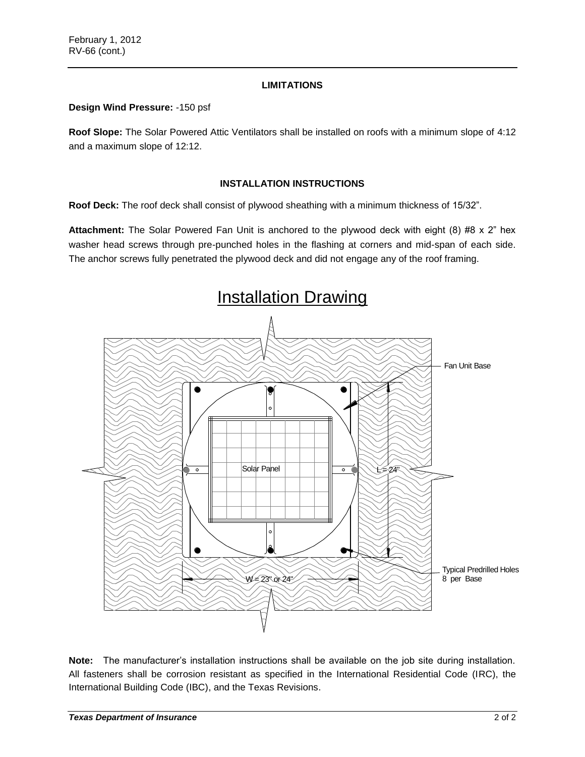February 1, 2012
RV-66 (cont.)

## LIMITATIONS

**Design Wind Pressure:** -150 psf

**Roof Slope:** The Solar Powered Attic Ventilators shall be installed on roofs with a minimum slope of 4:12 and a maximum slope of 12:12.

## INSTALLATION INSTRUCTIONS

**Roof Deck:** The roof deck shall consist of plywood sheathing with a minimum thickness of 15/32".

**Attachment:** The Solar Powered Fan Unit is anchored to the plywood deck with eight (8) #8 x 2" hex washer head screws through pre-punched holes in the flashing at corners and mid-span of each side. The anchor screws fully penetrated the plywood deck and did not engage any of the roof framing.

## Installation Drawing

Fan Unit Base

Solar Panel

L = 24"

W = 23" or 24"

Typical Predrilled Holes
8 per Base

**Note:** The manufacturer's installation instructions shall be available on the job site during installation. All fasteners shall be corrosion resistant as specified in the International Residential Code (IRC), the International Building Code (IBC), and the Texas Revisions.

***Texas Department of Insurance***